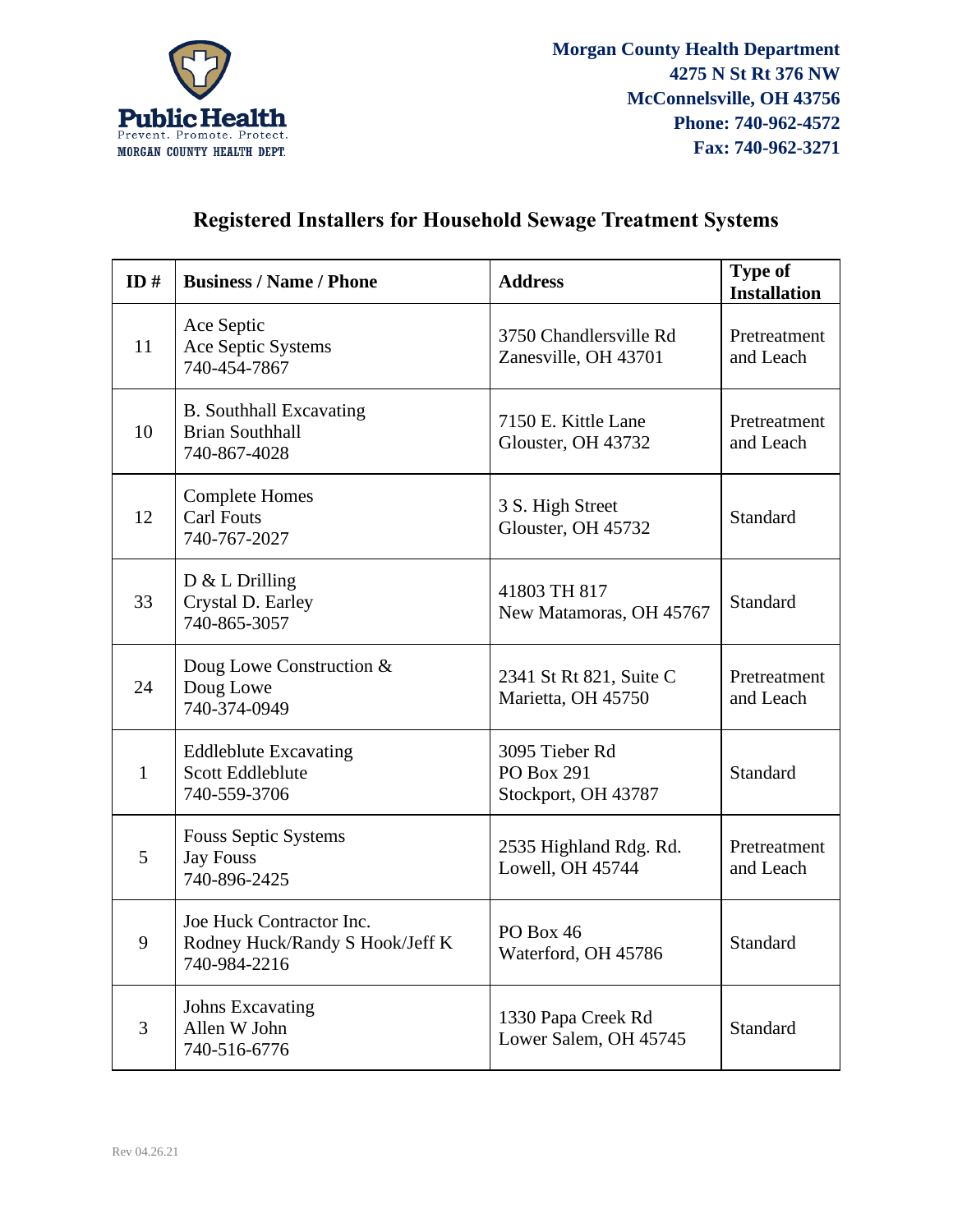**Morgan County Health Department**
**4275 N St Rt 376 NW**
**McConnelsville, OH 43756**
**Phone: 740-962-4572**
**Fax: 740-962-3271**

# Registered Installers for Household Sewage Treatment Systems

| ID # | Business / Name / Phone | Address | Type of Installation |
|---|---|---|---|
| 11 | Ace Septic<br>Ace Septic Systems<br>740-454-7867 | 3750 Chandlersville Rd<br>Zanesville, OH 43701 | Pretreatment and Leach |
| 10 | B. Southhall Excavating<br>Brian Southhall<br>740-867-4028 | 7150 E. Kittle Lane<br>Glouster, OH 43732 | Pretreatment and Leach |
| 12 | Complete Homes<br>Carl Fouts<br>740-767-2027 | 3 S. High Street<br>Glouster, OH 45732 | Standard |
| 33 | D & L Drilling<br>Crystal D. Earley<br>740-865-3057 | 41803 TH 817<br>New Matamoras, OH 45767 | Standard |
| 24 | Doug Lowe Construction &<br>Doug Lowe<br>740-374-0949 | 2341 St Rt 821, Suite C<br>Marietta, OH 45750 | Pretreatment and Leach |
| 1 | Eddleblute Excavating<br>Scott Eddleblute<br>740-559-3706 | 3095 Tieber Rd<br>PO Box 291<br>Stockport, OH 43787 | Standard |
| 5 | Fouss Septic Systems<br>Jay Fouss<br>740-896-2425 | 2535 Highland Rdg. Rd.<br>Lowell, OH 45744 | Pretreatment and Leach |
| 9 | Joe Huck Contractor Inc.<br>Rodney Huck/Randy S Hook/Jeff K<br>740-984-2216 | PO Box 46<br>Waterford, OH 45786 | Standard |
| 3 | Johns Excavating<br>Allen W John<br>740-516-6776 | 1330 Papa Creek Rd<br>Lower Salem, OH 45745 | Standard |

Rev 04.26.21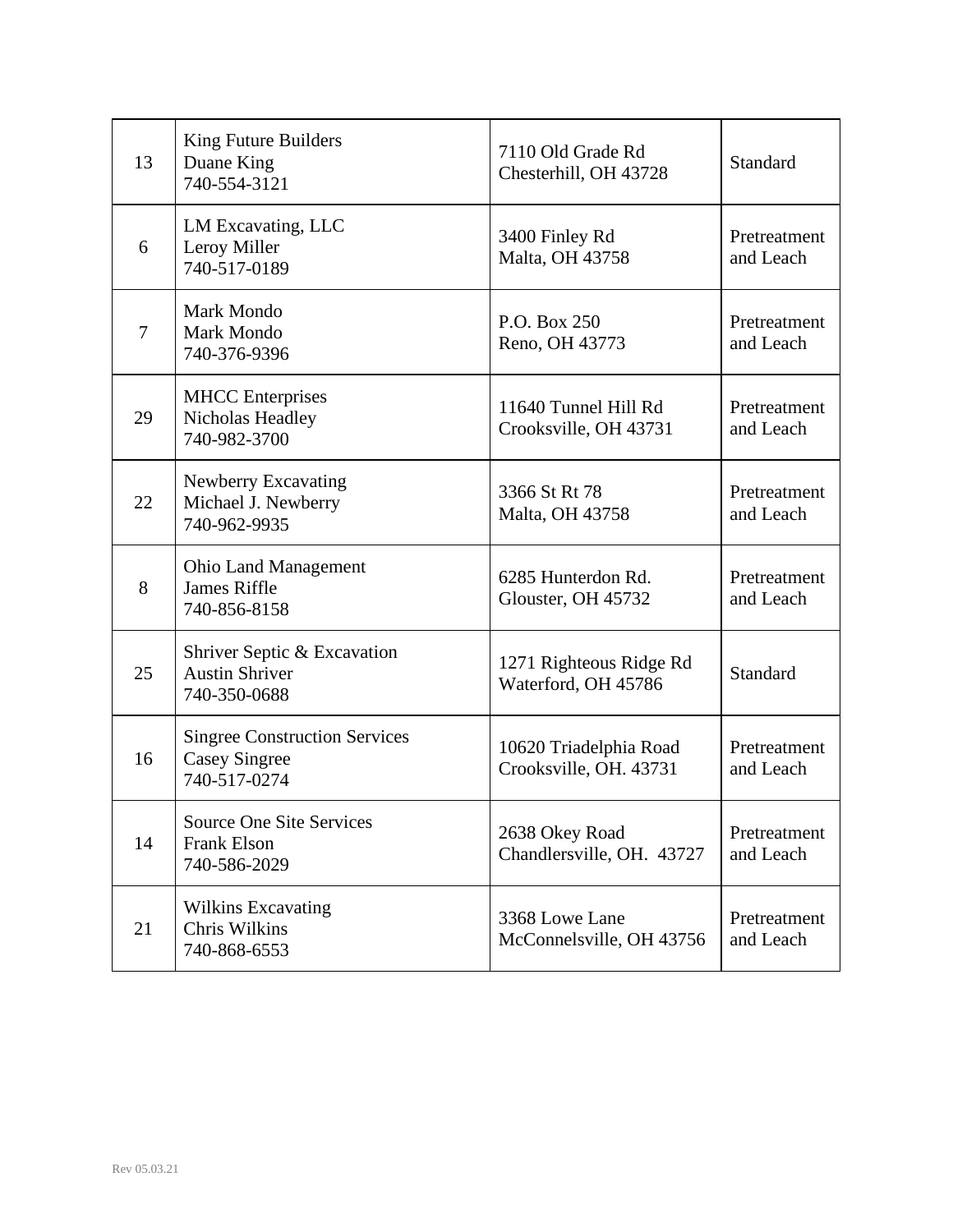| | | | |
|---|---|---|---|
| 13 | King Future Builders<br>Duane King<br>740-554-3121 | 7110 Old Grade Rd<br>Chesterhill, OH 43728 | Standard |
| 6 | LM Excavating, LLC<br>Leroy Miller<br>740-517-0189 | 3400 Finley Rd<br>Malta, OH 43758 | Pretreatment and Leach |
| 7 | Mark Mondo<br>Mark Mondo<br>740-376-9396 | P.O. Box 250<br>Reno, OH 43773 | Pretreatment and Leach |
| 29 | MHCC Enterprises<br>Nicholas Headley<br>740-982-3700 | 11640 Tunnel Hill Rd<br>Crooksville, OH 43731 | Pretreatment and Leach |
| 22 | Newberry Excavating<br>Michael J. Newberry<br>740-962-9935 | 3366 St Rt 78<br>Malta, OH 43758 | Pretreatment and Leach |
| 8 | Ohio Land Management<br>James Riffle<br>740-856-8158 | 6285 Hunterdon Rd.<br>Glouster, OH 45732 | Pretreatment and Leach |
| 25 | Shriver Septic & Excavation<br>Austin Shriver<br>740-350-0688 | 1271 Righteous Ridge Rd<br>Waterford, OH 45786 | Standard |
| 16 | Singree Construction Services<br>Casey Singree<br>740-517-0274 | 10620 Triadelphia Road<br>Crooksville, OH. 43731 | Pretreatment and Leach |
| 14 | Source One Site Services<br>Frank Elson<br>740-586-2029 | 2638 Okey Road<br>Chandlersville, OH. 43727 | Pretreatment and Leach |
| 21 | Wilkins Excavating<br>Chris Wilkins<br>740-868-6553 | 3368 Lowe Lane<br>McConnelsville, OH 43756 | Pretreatment and Leach |

Rev 05.03.21